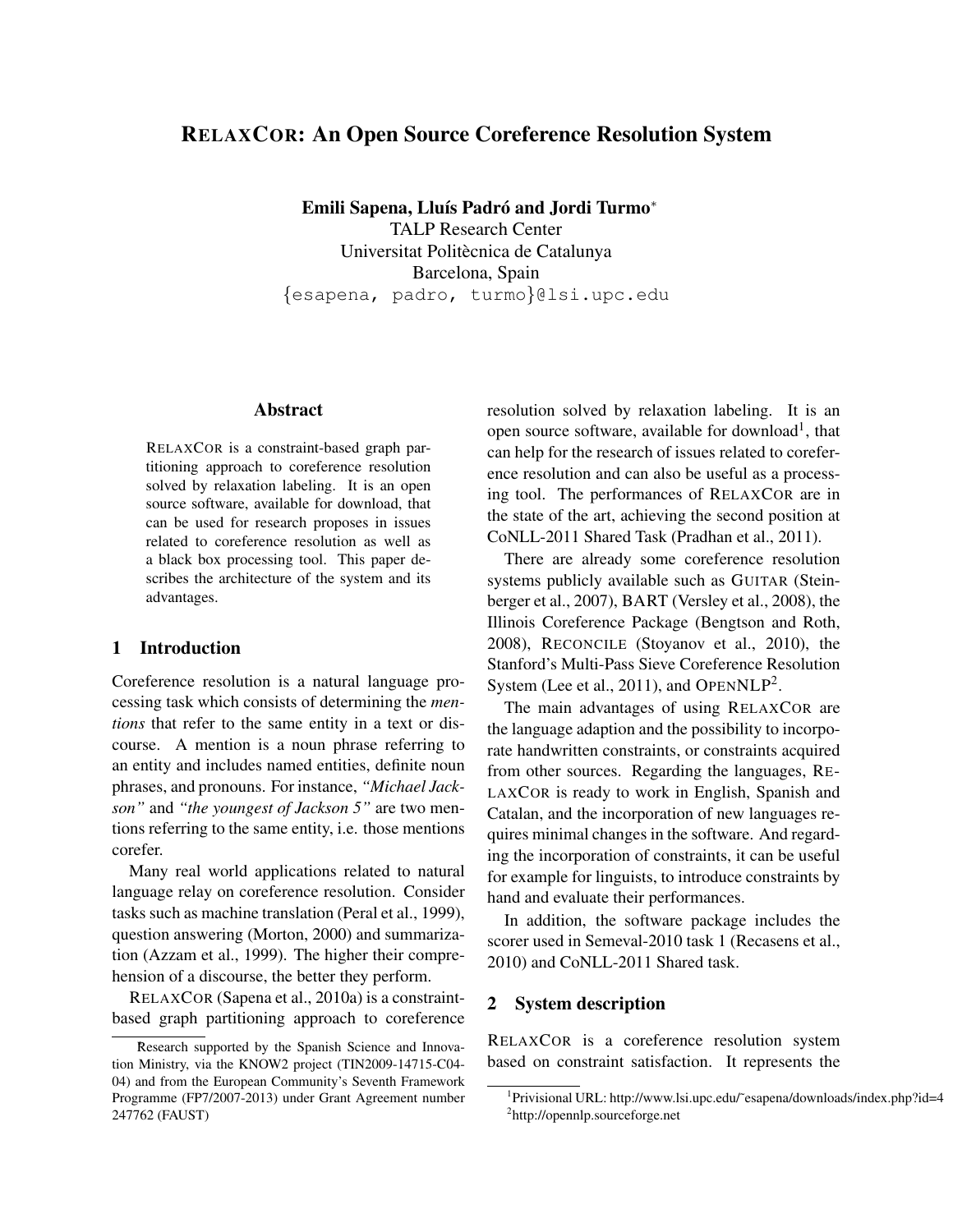# RELAXCOR: An Open Source Coreference Resolution System

**Emili Sapena, Lluís Padró and Jordi Turmo***
TALP Research Center
Universitat Politècnica de Catalunya
Barcelona, Spain
{esapena, padro, turmo}@lsi.upc.edu

## Abstract

RELAXCOR is a constraint-based graph partitioning approach to coreference resolution solved by relaxation labeling. It is an open source software, available for download, that can be used for research proposes in issues related to coreference resolution as well as a black box processing tool. This paper describes the architecture of the system and its advantages.

## 1 Introduction

Coreference resolution is a natural language processing task which consists of determining the *mentions* that refer to the same entity in a text or discourse. A mention is a noun phrase referring to an entity and includes named entities, definite noun phrases, and pronouns. For instance, *"Michael Jackson"* and *"the youngest of Jackson 5"* are two mentions referring to the same entity, i.e. those mentions corefer.

Many real world applications related to natural language relay on coreference resolution. Consider tasks such as machine translation (Peral et al., 1999), question answering (Morton, 2000) and summarization (Azzam et al., 1999). The higher their comprehension of a discourse, the better they perform.

RELAXCOR (Sapena et al., 2010a) is a constraint-based graph partitioning approach to coreference resolution solved by relaxation labeling. It is an open source software, available for download[1], that can help for the research of issues related to coreference resolution and can also be useful as a processing tool. The performances of RELAXCOR are in the state of the art, achieving the second position at CoNLL-2011 Shared Task (Pradhan et al., 2011).

There are already some coreference resolution systems publicly available such as GUITAR (Steinberger et al., 2007), BART (Versley et al., 2008), the Illinois Coreference Package (Bengtson and Roth, 2008), RECONCILE (Stoyanov et al., 2010), the Stanford's Multi-Pass Sieve Coreference Resolution System (Lee et al., 2011), and OPENNLP[2].

The main advantages of using RELAXCOR are the language adaption and the possibility to incorporate handwritten constraints, or constraints acquired from other sources. Regarding the languages, RELAXCOR is ready to work in English, Spanish and Catalan, and the incorporation of new languages requires minimal changes in the software. And regarding the incorporation of constraints, it can be useful for example for linguists, to introduce constraints by hand and evaluate their performances.

In addition, the software package includes the scorer used in Semeval-2010 task 1 (Recasens et al., 2010) and CoNLL-2011 Shared task.

## 2 System description

RELAXCOR is a coreference resolution system based on constraint satisfaction. It represents the

---

*Research supported by the Spanish Science and Innovation Ministry, via the KNOW2 project (TIN2009-14715-C04-04) and from the European Community's Seventh Framework Programme (FP7/2007-2013) under Grant Agreement number 247762 (FAUST)

[1] Privisional URL: http://www.lsi.upc.edu/~esapena/downloads/index.php?id=4

[2] http://opennlp.sourceforge.net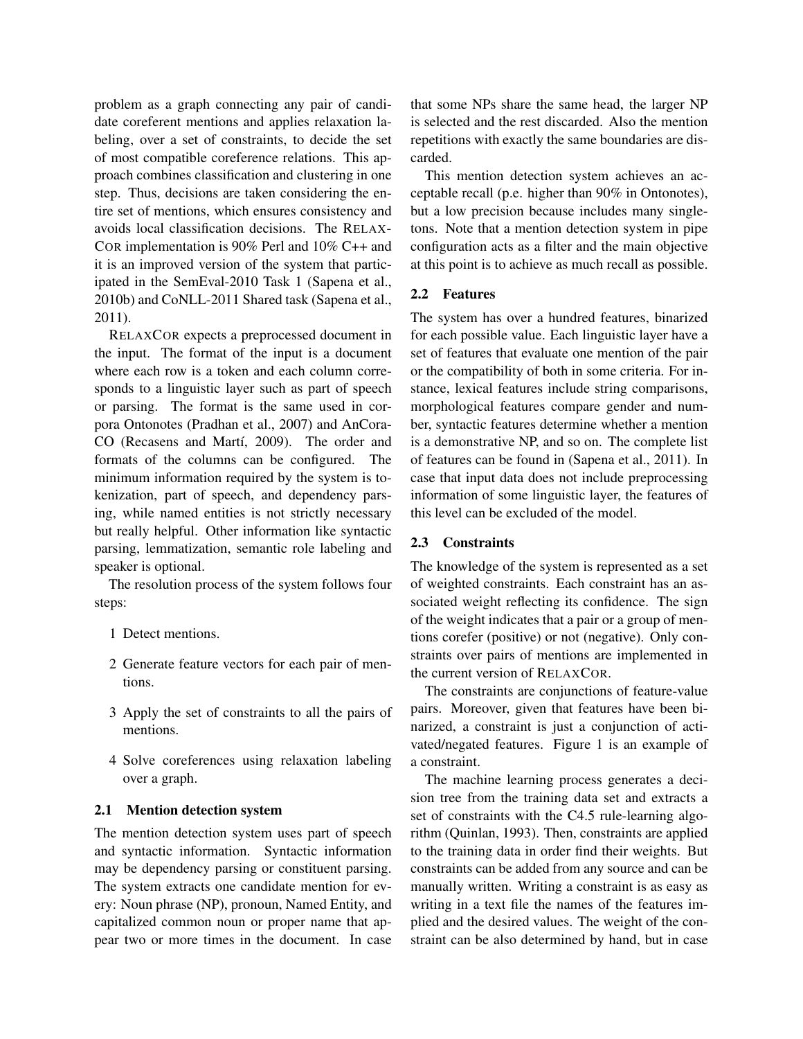problem as a graph connecting any pair of candidate coreferent mentions and applies relaxation labeling, over a set of constraints, to decide the set of most compatible coreference relations. This approach combines classification and clustering in one step. Thus, decisions are taken considering the entire set of mentions, which ensures consistency and avoids local classification decisions. The RELAXCOR implementation is 90% Perl and 10% C++ and it is an improved version of the system that participated in the SemEval-2010 Task 1 (Sapena et al., 2010b) and CoNLL-2011 Shared task (Sapena et al., 2011).

RELAXCOR expects a preprocessed document in the input. The format of the input is a document where each row is a token and each column corresponds to a linguistic layer such as part of speech or parsing. The format is the same used in corpora Ontonotes (Pradhan et al., 2007) and AnCora-CO (Recasens and Martí, 2009). The order and formats of the columns can be configured. The minimum information required by the system is tokenization, part of speech, and dependency parsing, while named entities is not strictly necessary but really helpful. Other information like syntactic parsing, lemmatization, semantic role labeling and speaker is optional.

The resolution process of the system follows four steps:

1 Detect mentions.

2 Generate feature vectors for each pair of mentions.

3 Apply the set of constraints to all the pairs of mentions.

4 Solve coreferences using relaxation labeling over a graph.

### 2.1 Mention detection system

The mention detection system uses part of speech and syntactic information. Syntactic information may be dependency parsing or constituent parsing. The system extracts one candidate mention for every: Noun phrase (NP), pronoun, Named Entity, and capitalized common noun or proper name that appear two or more times in the document. In case that some NPs share the same head, the larger NP is selected and the rest discarded. Also the mention repetitions with exactly the same boundaries are discarded.

This mention detection system achieves an acceptable recall (p.e. higher than 90% in Ontonotes), but a low precision because includes many singletons. Note that a mention detection system in pipe configuration acts as a filter and the main objective at this point is to achieve as much recall as possible.

### 2.2 Features

The system has over a hundred features, binarized for each possible value. Each linguistic layer have a set of features that evaluate one mention of the pair or the compatibility of both in some criteria. For instance, lexical features include string comparisons, morphological features compare gender and number, syntactic features determine whether a mention is a demonstrative NP, and so on. The complete list of features can be found in (Sapena et al., 2011). In case that input data does not include preprocessing information of some linguistic layer, the features of this level can be excluded of the model.

### 2.3 Constraints

The knowledge of the system is represented as a set of weighted constraints. Each constraint has an associated weight reflecting its confidence. The sign of the weight indicates that a pair or a group of mentions corefer (positive) or not (negative). Only constraints over pairs of mentions are implemented in the current version of RELAXCOR.

The constraints are conjunctions of feature-value pairs. Moreover, given that features have been binarized, a constraint is just a conjunction of activated/negated features. Figure 1 is an example of a constraint.

The machine learning process generates a decision tree from the training data set and extracts a set of constraints with the C4.5 rule-learning algorithm (Quinlan, 1993). Then, constraints are applied to the training data in order find their weights. But constraints can be added from any source and can be manually written. Writing a constraint is as easy as writing in a text file the names of the features implied and the desired values. The weight of the constraint can be also determined by hand, but in case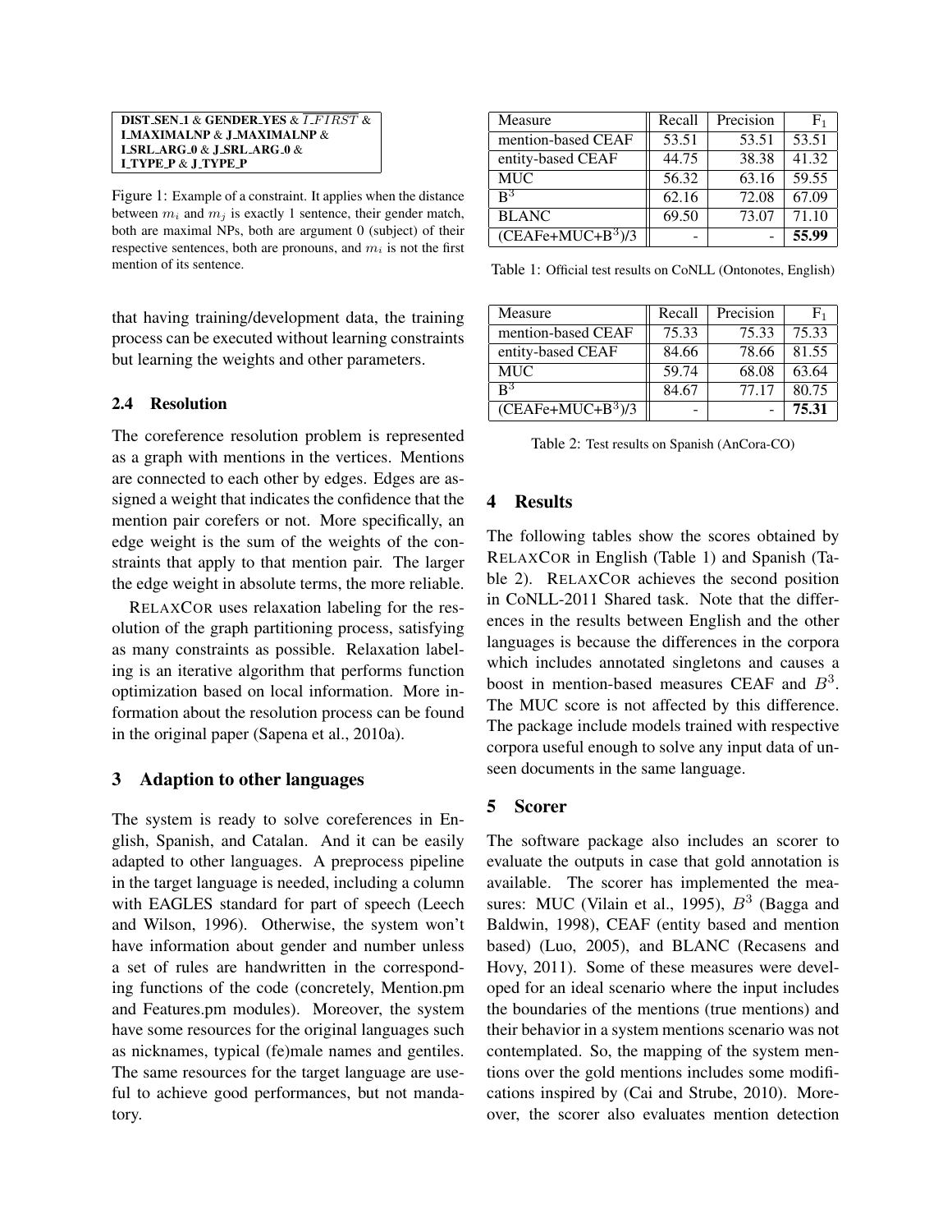| DIST_SEN_1 & GENDER_YES & $\overline{I\_FIRST}$ & I_MAXIMALNP & J_MAXIMALNP & I_SRL_ARG_0 & J_SRL_ARG_0 & I_TYPE_P & J_TYPE_P |
|---|

Figure 1: Example of a constraint. It applies when the distance between $m_i$ and $m_j$ is exactly 1 sentence, their gender match, both are maximal NPs, both are argument 0 (subject) of their respective sentences, both are pronouns, and $m_i$ is not the first mention of its sentence.

that having training/development data, the training process can be executed without learning constraints but learning the weights and other parameters.

### 2.4 Resolution

The coreference resolution problem is represented as a graph with mentions in the vertices. Mentions are connected to each other by edges. Edges are assigned a weight that indicates the confidence that the mention pair corefers or not. More specifically, an edge weight is the sum of the weights of the constraints that apply to that mention pair. The larger the edge weight in absolute terms, the more reliable.

RELAXCOR uses relaxation labeling for the resolution of the graph partitioning process, satisfying as many constraints as possible. Relaxation labeling is an iterative algorithm that performs function optimization based on local information. More information about the resolution process can be found in the original paper (Sapena et al., 2010a).

## 3 Adaption to other languages

The system is ready to solve coreferences in English, Spanish, and Catalan. And it can be easily adapted to other languages. A preprocess pipeline in the target language is needed, including a column with EAGLES standard for part of speech (Leech and Wilson, 1996). Otherwise, the system won't have information about gender and number unless a set of rules are handwritten in the corresponding functions of the code (concretely, Mention.pm and Features.pm modules). Moreover, the system have some resources for the original languages such as nicknames, typical (fe)male names and gentiles. The same resources for the target language are useful to achieve good performances, but not mandatory.

| Measure | Recall | Precision | $F_1$ |
|---|---|---|---|
| mention-based CEAF | 53.51 | 53.51 | 53.51 |
| entity-based CEAF | 44.75 | 38.38 | 41.32 |
| MUC | 56.32 | 63.16 | 59.55 |
| $B^3$ | 62.16 | 72.08 | 67.09 |
| BLANC | 69.50 | 73.07 | 71.10 |
| (CEAFe+MUC+$B^3$)/3 | - | - | **55.99** |

Table 1: Official test results on CoNLL (Ontonotes, English)

| Measure | Recall | Precision | $F_1$ |
|---|---|---|---|
| mention-based CEAF | 75.33 | 75.33 | 75.33 |
| entity-based CEAF | 84.66 | 78.66 | 81.55 |
| MUC | 59.74 | 68.08 | 63.64 |
| $B^3$ | 84.67 | 77.17 | 80.75 |
| (CEAFe+MUC+$B^3$)/3 | - | - | **75.31** |

Table 2: Test results on Spanish (AnCora-CO)

## 4 Results

The following tables show the scores obtained by RELAXCOR in English (Table 1) and Spanish (Table 2). RELAXCOR achieves the second position in CoNLL-2011 Shared task. Note that the differences in the results between English and the other languages is because the differences in the corpora which includes annotated singletons and causes a boost in mention-based measures CEAF and $B^3$. The MUC score is not affected by this difference. The package include models trained with respective corpora useful enough to solve any input data of unseen documents in the same language.

## 5 Scorer

The software package also includes an scorer to evaluate the outputs in case that gold annotation is available. The scorer has implemented the measures: MUC (Vilain et al., 1995), $B^3$ (Bagga and Baldwin, 1998), CEAF (entity based and mention based) (Luo, 2005), and BLANC (Recasens and Hovy, 2011). Some of these measures were developed for an ideal scenario where the input includes the boundaries of the mentions (true mentions) and their behavior in a system mentions scenario was not contemplated. So, the mapping of the system mentions over the gold mentions includes some modifications inspired by (Cai and Strube, 2010). Moreover, the scorer also evaluates mention detection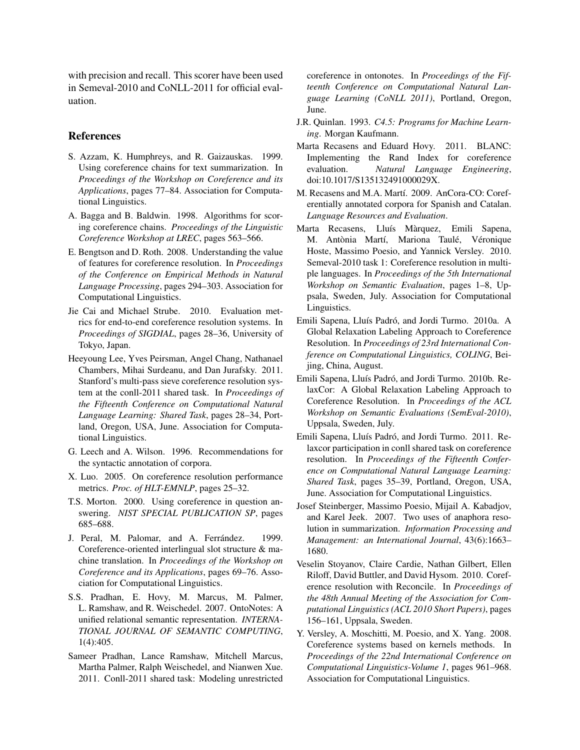with precision and recall. This scorer have been used in Semeval-2010 and CoNLL-2011 for official evaluation.

## References

S. Azzam, K. Humphreys, and R. Gaizauskas. 1999. Using coreference chains for text summarization. In *Proceedings of the Workshop on Coreference and its Applications*, pages 77–84. Association for Computational Linguistics.

A. Bagga and B. Baldwin. 1998. Algorithms for scoring coreference chains. *Proceedings of the Linguistic Coreference Workshop at LREC*, pages 563–566.

E. Bengtson and D. Roth. 2008. Understanding the value of features for coreference resolution. In *Proceedings of the Conference on Empirical Methods in Natural Language Processing*, pages 294–303. Association for Computational Linguistics.

Jie Cai and Michael Strube. 2010. Evaluation metrics for end-to-end coreference resolution systems. In *Proceedings of SIGDIAL*, pages 28–36, University of Tokyo, Japan.

Heeyoung Lee, Yves Peirsman, Angel Chang, Nathanael Chambers, Mihai Surdeanu, and Dan Jurafsky. 2011. Stanford's multi-pass sieve coreference resolution system at the conll-2011 shared task. In *Proceedings of the Fifteenth Conference on Computational Natural Language Learning: Shared Task*, pages 28–34, Portland, Oregon, USA, June. Association for Computational Linguistics.

G. Leech and A. Wilson. 1996. Recommendations for the syntactic annotation of corpora.

X. Luo. 2005. On coreference resolution performance metrics. *Proc. of HLT-EMNLP*, pages 25–32.

T.S. Morton. 2000. Using coreference in question answering. *NIST SPECIAL PUBLICATION SP*, pages 685–688.

J. Peral, M. Palomar, and A. Ferrández. 1999. Coreference-oriented interlingual slot structure & machine translation. In *Proceedings of the Workshop on Coreference and its Applications*, pages 69–76. Association for Computational Linguistics.

S.S. Pradhan, E. Hovy, M. Marcus, M. Palmer, L. Ramshaw, and R. Weischedel. 2007. OntoNotes: A unified relational semantic representation. *INTERNATIONAL JOURNAL OF SEMANTIC COMPUTING*, 1(4):405.

Sameer Pradhan, Lance Ramshaw, Mitchell Marcus, Martha Palmer, Ralph Weischedel, and Nianwen Xue. 2011. Conll-2011 shared task: Modeling unrestricted coreference in ontonotes. In *Proceedings of the Fifteenth Conference on Computational Natural Language Learning (CoNLL 2011)*, Portland, Oregon, June.

J.R. Quinlan. 1993. *C4.5: Programs for Machine Learning*. Morgan Kaufmann.

Marta Recasens and Eduard Hovy. 2011. BLANC: Implementing the Rand Index for coreference evaluation. *Natural Language Engineering*, doi:10.1017/S135132491000029X.

M. Recasens and M.A. Martí. 2009. AnCora-CO: Coreferentially annotated corpora for Spanish and Catalan. *Language Resources and Evaluation*.

Marta Recasens, Lluís Màrquez, Emili Sapena, M. Antònia Martí, Mariona Taulé, Véronique Hoste, Massimo Poesio, and Yannick Versley. 2010. Semeval-2010 task 1: Coreference resolution in multiple languages. In *Proceedings of the 5th International Workshop on Semantic Evaluation*, pages 1–8, Uppsala, Sweden, July. Association for Computational Linguistics.

Emili Sapena, Lluís Padró, and Jordi Turmo. 2010a. A Global Relaxation Labeling Approach to Coreference Resolution. In *Proceedings of 23rd International Conference on Computational Linguistics, COLING*, Beijing, China, August.

Emili Sapena, Lluís Padró, and Jordi Turmo. 2010b. RelaxCor: A Global Relaxation Labeling Approach to Coreference Resolution. In *Proceedings of the ACL Workshop on Semantic Evaluations (SemEval-2010)*, Uppsala, Sweden, July.

Emili Sapena, Lluís Padró, and Jordi Turmo. 2011. Relaxcor participation in conll shared task on coreference resolution. In *Proceedings of the Fifteenth Conference on Computational Natural Language Learning: Shared Task*, pages 35–39, Portland, Oregon, USA, June. Association for Computational Linguistics.

Josef Steinberger, Massimo Poesio, Mijail A. Kabadjov, and Karel Jeek. 2007. Two uses of anaphora resolution in summarization. *Information Processing and Management: an International Journal*, 43(6):1663–1680.

Veselin Stoyanov, Claire Cardie, Nathan Gilbert, Ellen Riloff, David Buttler, and David Hysom. 2010. Coreference resolution with Reconcile. In *Proceedings of the 48th Annual Meeting of the Association for Computational Linguistics (ACL 2010 Short Papers)*, pages 156–161, Uppsala, Sweden.

Y. Versley, A. Moschitti, M. Poesio, and X. Yang. 2008. Coreference systems based on kernels methods. In *Proceedings of the 22nd International Conference on Computational Linguistics-Volume 1*, pages 961–968. Association for Computational Linguistics.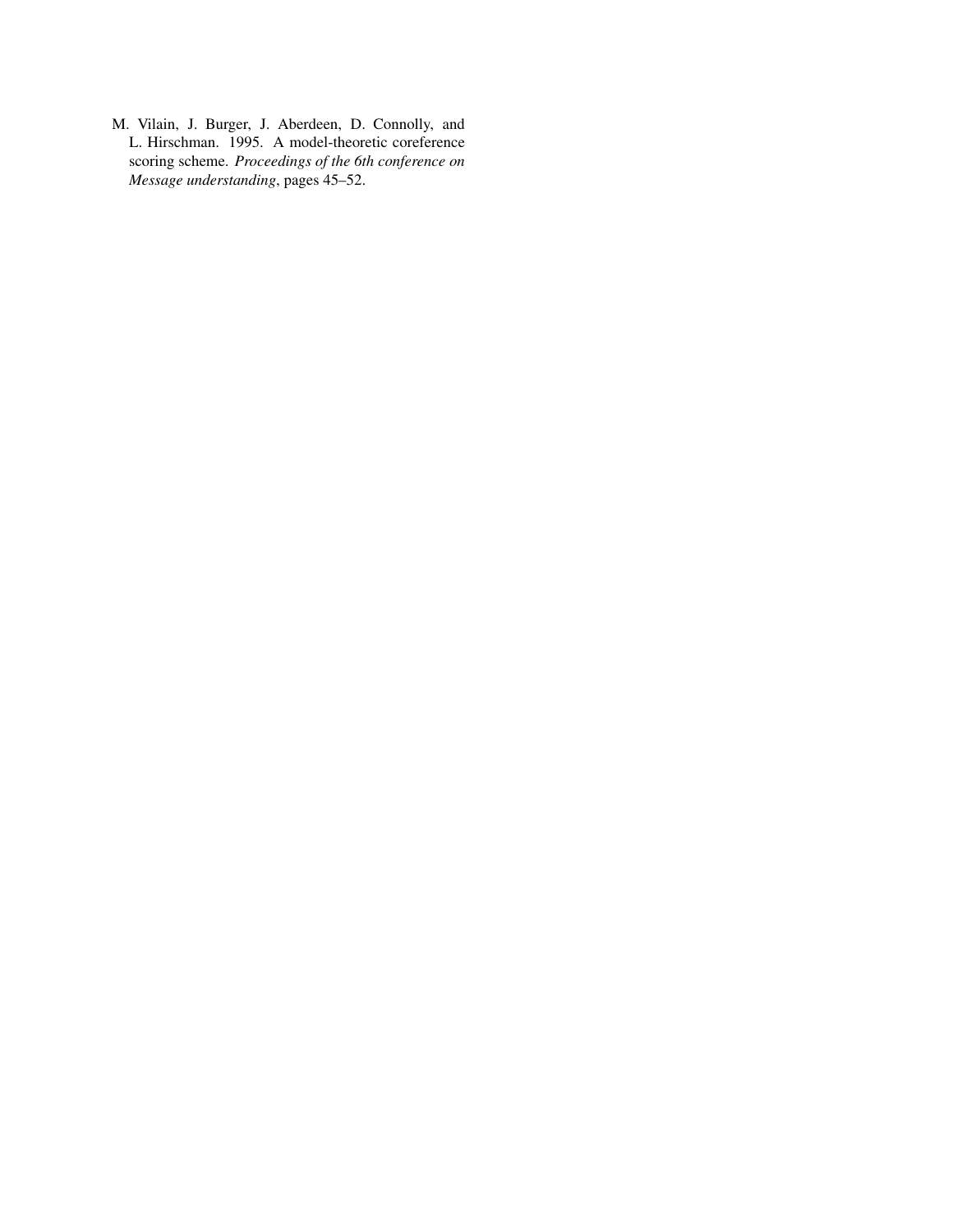M. Vilain, J. Burger, J. Aberdeen, D. Connolly, and L. Hirschman. 1995. A model-theoretic coreference scoring scheme. *Proceedings of the 6th conference on Message understanding*, pages 45–52.